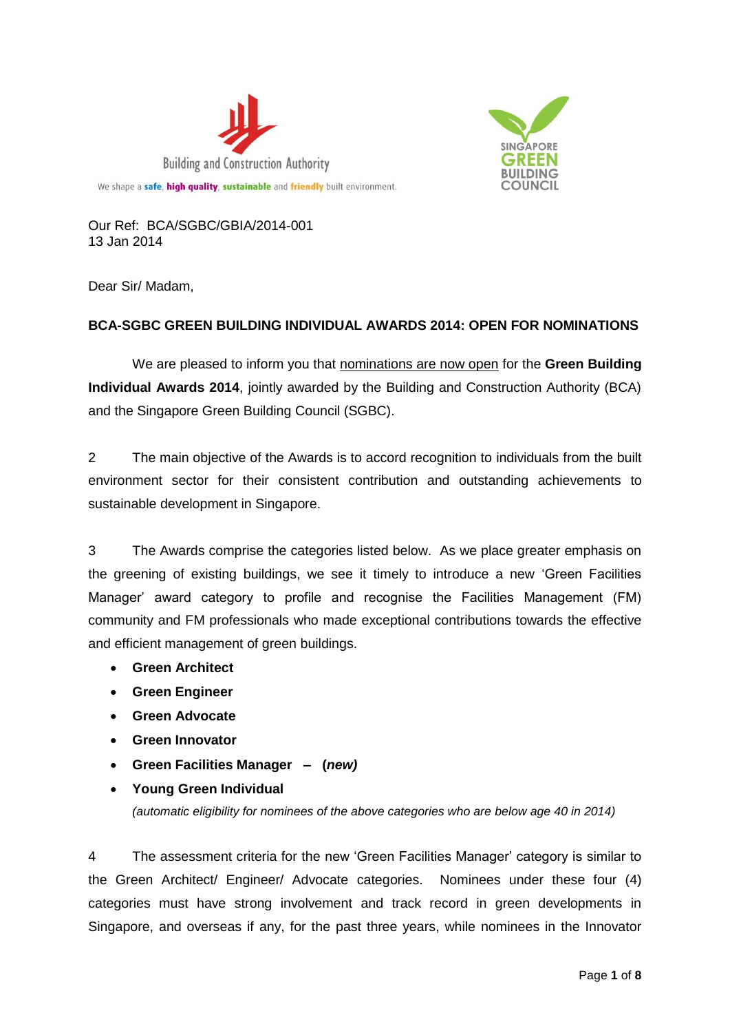Building and Construction Authority

We shape a **safe**, **high quality**, **sustainable** and **friendly** built environment.

SINGAPORE GREEN BUILDING COUNCIL

Our Ref: BCA/SGBC/GBIA/2014-001
13 Jan 2014

Dear Sir/ Madam,

**BCA-SGBC GREEN BUILDING INDIVIDUAL AWARDS 2014: OPEN FOR NOMINATIONS**

We are pleased to inform you that nominations are now open for the **Green Building Individual Awards 2014**, jointly awarded by the Building and Construction Authority (BCA) and the Singapore Green Building Council (SGBC).

2 The main objective of the Awards is to accord recognition to individuals from the built environment sector for their consistent contribution and outstanding achievements to sustainable development in Singapore.

3 The Awards comprise the categories listed below. As we place greater emphasis on the greening of existing buildings, we see it timely to introduce a new 'Green Facilities Manager' award category to profile and recognise the Facilities Management (FM) community and FM professionals who made exceptional contributions towards the effective and efficient management of green buildings.

- **Green Architect**
- **Green Engineer**
- **Green Advocate**
- **Green Innovator**
- **Green Facilities Manager – (*new*)**
- **Young Green Individual**
  *(automatic eligibility for nominees of the above categories who are below age 40 in 2014)*

4 The assessment criteria for the new 'Green Facilities Manager' category is similar to the Green Architect/ Engineer/ Advocate categories. Nominees under these four (4) categories must have strong involvement and track record in green developments in Singapore, and overseas if any, for the past three years, while nominees in the Innovator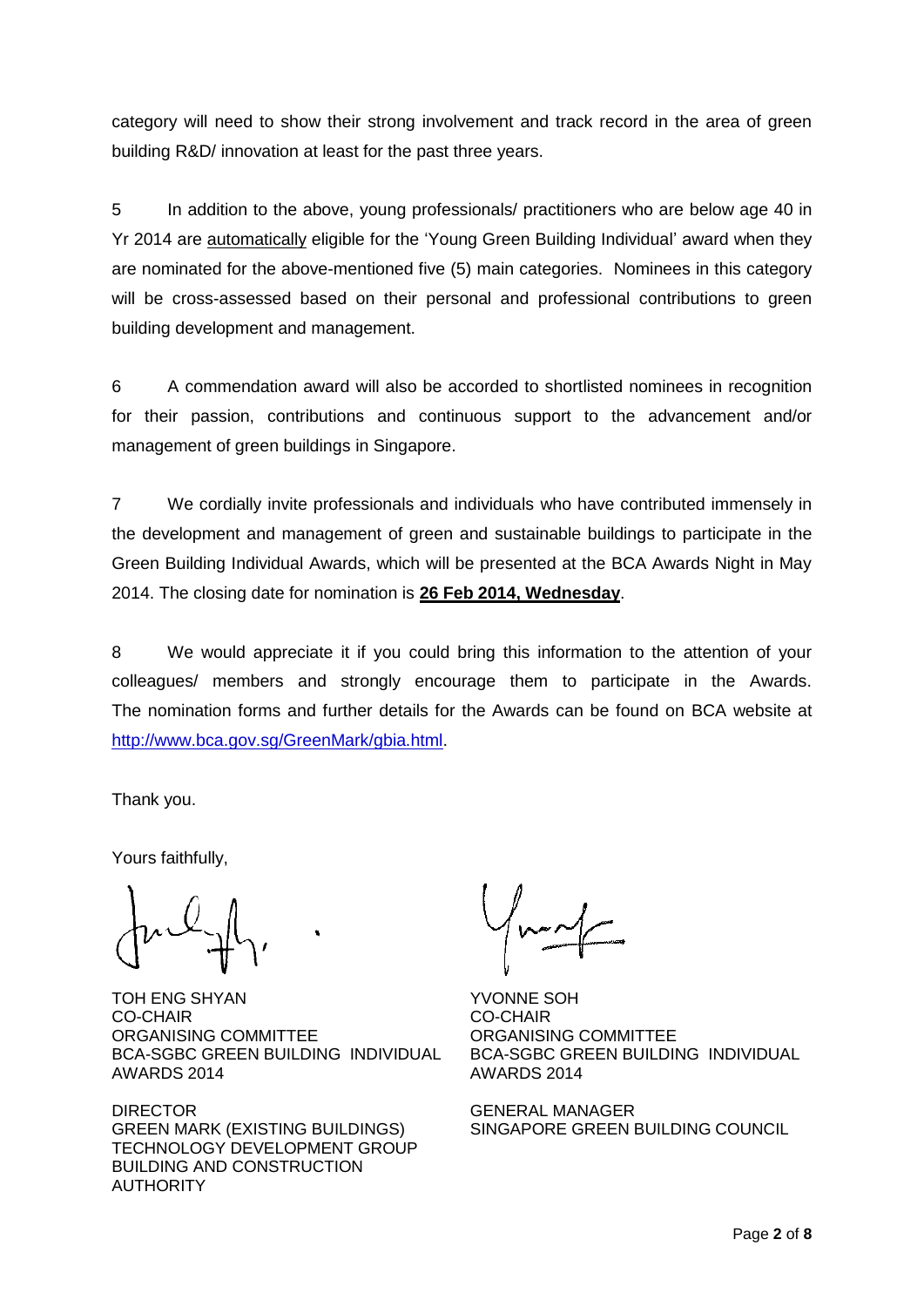category will need to show their strong involvement and track record in the area of green building R&D/ innovation at least for the past three years.

5 In addition to the above, young professionals/ practitioners who are below age 40 in Yr 2014 are automatically eligible for the 'Young Green Building Individual' award when they are nominated for the above-mentioned five (5) main categories. Nominees in this category will be cross-assessed based on their personal and professional contributions to green building development and management.

6 A commendation award will also be accorded to shortlisted nominees in recognition for their passion, contributions and continuous support to the advancement and/or management of green buildings in Singapore.

7 We cordially invite professionals and individuals who have contributed immensely in the development and management of green and sustainable buildings to participate in the Green Building Individual Awards, which will be presented at the BCA Awards Night in May 2014. The closing date for nomination is **26 Feb 2014, Wednesday**.

8 We would appreciate it if you could bring this information to the attention of your colleagues/ members and strongly encourage them to participate in the Awards. The nomination forms and further details for the Awards can be found on BCA website at http://www.bca.gov.sg/GreenMark/gbia.html.

Thank you.

Yours faithfully,

TOH ENG SHYAN
CO-CHAIR
ORGANISING COMMITTEE
BCA-SGBC GREEN BUILDING INDIVIDUAL AWARDS 2014

DIRECTOR
GREEN MARK (EXISTING BUILDINGS)
TECHNOLOGY DEVELOPMENT GROUP
BUILDING AND CONSTRUCTION AUTHORITY

YVONNE SOH
CO-CHAIR
ORGANISING COMMITTEE
BCA-SGBC GREEN BUILDING INDIVIDUAL AWARDS 2014

GENERAL MANAGER
SINGAPORE GREEN BUILDING COUNCIL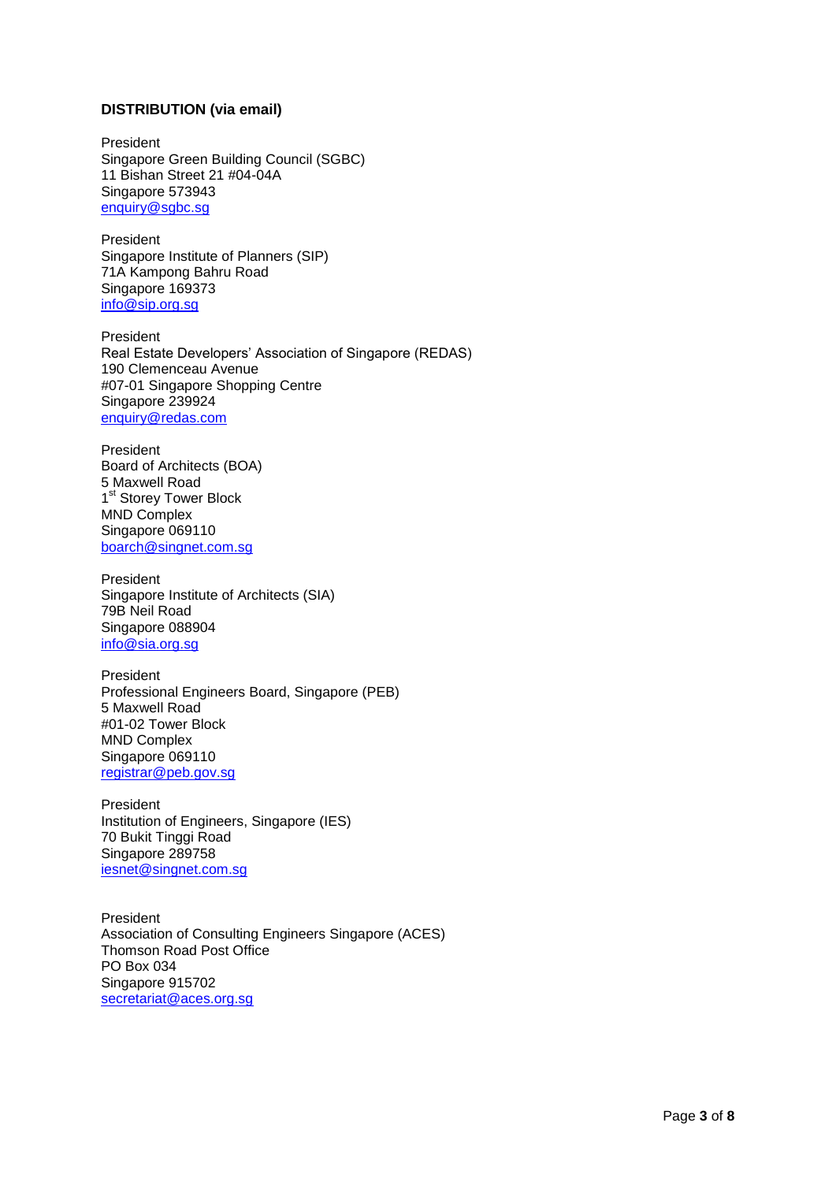**DISTRIBUTION (via email)**

President
Singapore Green Building Council (SGBC)
11 Bishan Street 21 #04-04A
Singapore 573943
enquiry@sgbc.sg

President
Singapore Institute of Planners (SIP)
71A Kampong Bahru Road
Singapore 169373
info@sip.org.sg

President
Real Estate Developers' Association of Singapore (REDAS)
190 Clemenceau Avenue
#07-01 Singapore Shopping Centre
Singapore 239924
enquiry@redas.com

President
Board of Architects (BOA)
5 Maxwell Road
1st Storey Tower Block
MND Complex
Singapore 069110
boarch@singnet.com.sg

President
Singapore Institute of Architects (SIA)
79B Neil Road
Singapore 088904
info@sia.org.sg

President
Professional Engineers Board, Singapore (PEB)
5 Maxwell Road
#01-02 Tower Block
MND Complex
Singapore 069110
registrar@peb.gov.sg

President
Institution of Engineers, Singapore (IES)
70 Bukit Tinggi Road
Singapore 289758
iesnet@singnet.com.sg

President
Association of Consulting Engineers Singapore (ACES)
Thomson Road Post Office
PO Box 034
Singapore 915702
secretariat@aces.org.sg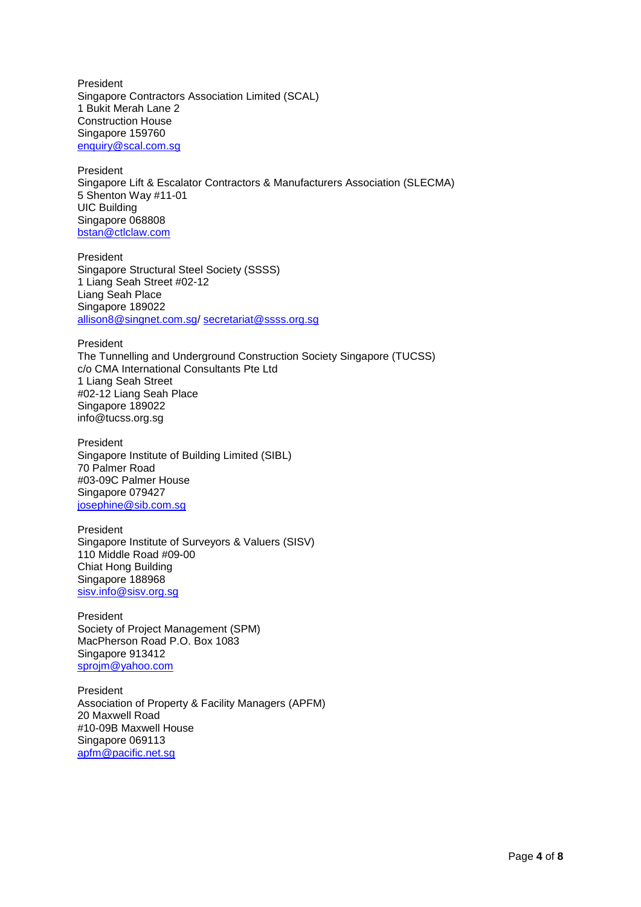President
Singapore Contractors Association Limited (SCAL)
1 Bukit Merah Lane 2
Construction House
Singapore 159760
enquiry@scal.com.sg

President
Singapore Lift & Escalator Contractors & Manufacturers Association (SLECMA)
5 Shenton Way #11-01
UIC Building
Singapore 068808
bstan@ctlclaw.com

President
Singapore Structural Steel Society (SSSS)
1 Liang Seah Street #02-12
Liang Seah Place
Singapore 189022
allison8@singnet.com.sg/ secretariat@ssss.org.sg

President
The Tunnelling and Underground Construction Society Singapore (TUCSS)
c/o CMA International Consultants Pte Ltd
1 Liang Seah Street
#02-12 Liang Seah Place
Singapore 189022
info@tucss.org.sg

President
Singapore Institute of Building Limited (SIBL)
70 Palmer Road
#03-09C Palmer House
Singapore 079427
josephine@sib.com.sg

President
Singapore Institute of Surveyors & Valuers (SISV)
110 Middle Road #09-00
Chiat Hong Building
Singapore 188968
sisv.info@sisv.org.sg

President
Society of Project Management (SPM)
MacPherson Road P.O. Box 1083
Singapore 913412
sprojm@yahoo.com

President
Association of Property & Facility Managers (APFM)
20 Maxwell Road
#10-09B Maxwell House
Singapore 069113
apfm@pacific.net.sg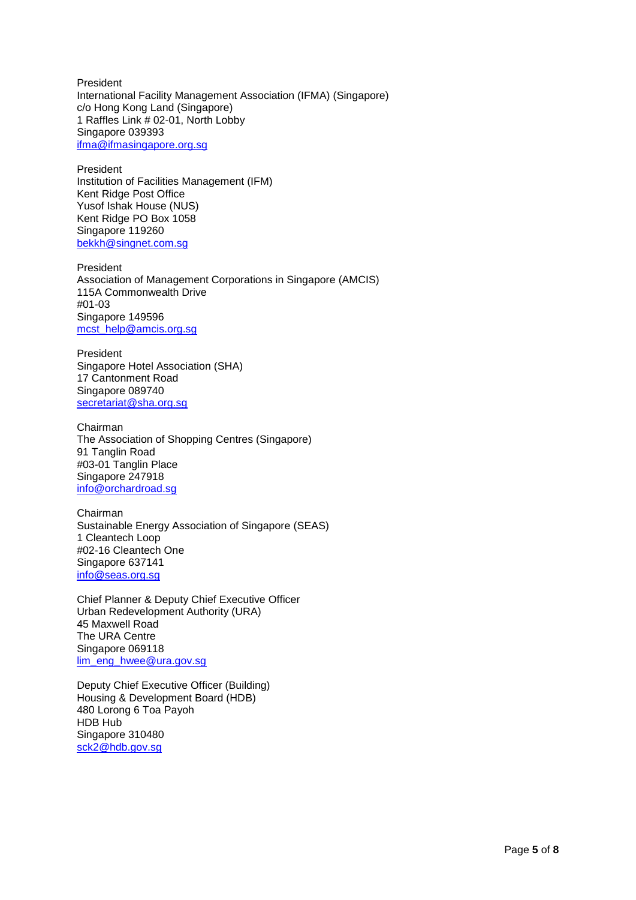President
International Facility Management Association (IFMA) (Singapore)
c/o Hong Kong Land (Singapore)
1 Raffles Link # 02-01, North Lobby
Singapore 039393
ifma@ifmasingapore.org.sg

President
Institution of Facilities Management (IFM)
Kent Ridge Post Office
Yusof Ishak House (NUS)
Kent Ridge PO Box 1058
Singapore 119260
bekkh@singnet.com.sg

President
Association of Management Corporations in Singapore (AMCIS)
115A Commonwealth Drive
#01-03
Singapore 149596
mcst_help@amcis.org.sg

President
Singapore Hotel Association (SHA)
17 Cantonment Road
Singapore 089740
secretariat@sha.org.sg

Chairman
The Association of Shopping Centres (Singapore)
91 Tanglin Road
#03-01 Tanglin Place
Singapore 247918
info@orchardroad.sg

Chairman
Sustainable Energy Association of Singapore (SEAS)
1 Cleantech Loop
#02-16 Cleantech One
Singapore 637141
info@seas.org.sg

Chief Planner & Deputy Chief Executive Officer
Urban Redevelopment Authority (URA)
45 Maxwell Road
The URA Centre
Singapore 069118
lim_eng_hwee@ura.gov.sg

Deputy Chief Executive Officer (Building)
Housing & Development Board (HDB)
480 Lorong 6 Toa Payoh
HDB Hub
Singapore 310480
sck2@hdb.gov.sg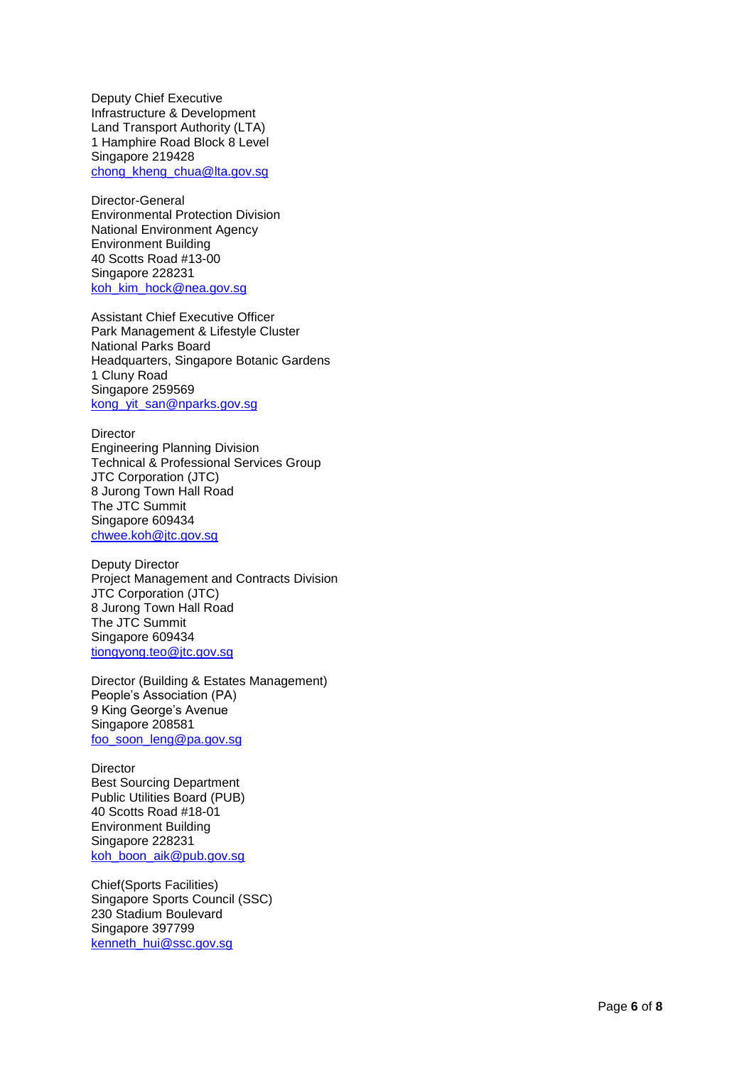Deputy Chief Executive
Infrastructure & Development
Land Transport Authority (LTA)
1 Hamphire Road Block 8 Level
Singapore 219428
chong_kheng_chua@lta.gov.sg

Director-General
Environmental Protection Division
National Environment Agency
Environment Building
40 Scotts Road #13-00
Singapore 228231
koh_kim_hock@nea.gov.sg

Assistant Chief Executive Officer
Park Management & Lifestyle Cluster
National Parks Board
Headquarters, Singapore Botanic Gardens
1 Cluny Road
Singapore 259569
kong_yit_san@nparks.gov.sg

Director
Engineering Planning Division
Technical & Professional Services Group
JTC Corporation (JTC)
8 Jurong Town Hall Road
The JTC Summit
Singapore 609434
chwee.koh@jtc.gov.sg

Deputy Director
Project Management and Contracts Division
JTC Corporation (JTC)
8 Jurong Town Hall Road
The JTC Summit
Singapore 609434
tiongyong.teo@jtc.gov.sg

Director (Building & Estates Management)
People's Association (PA)
9 King George's Avenue
Singapore 208581
foo_soon_leng@pa.gov.sg

Director
Best Sourcing Department
Public Utilities Board (PUB)
40 Scotts Road #18-01
Environment Building
Singapore 228231
koh_boon_aik@pub.gov.sg

Chief(Sports Facilities)
Singapore Sports Council (SSC)
230 Stadium Boulevard
Singapore 397799
kenneth_hui@ssc.gov.sg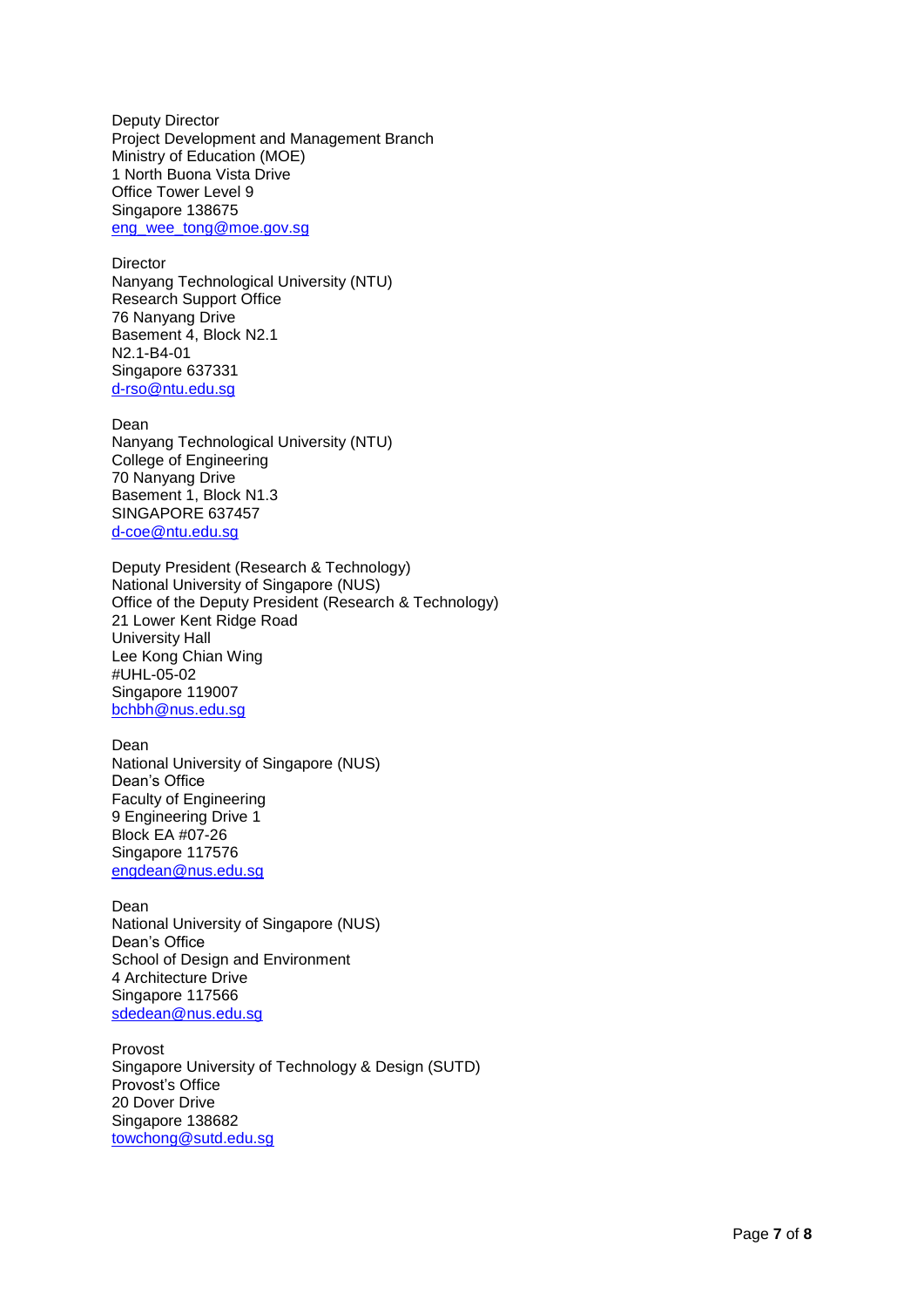Deputy Director
Project Development and Management Branch
Ministry of Education (MOE)
1 North Buona Vista Drive
Office Tower Level 9
Singapore 138675
eng_wee_tong@moe.gov.sg

Director
Nanyang Technological University (NTU)
Research Support Office
76 Nanyang Drive
Basement 4, Block N2.1
N2.1-B4-01
Singapore 637331
d-rso@ntu.edu.sg

Dean
Nanyang Technological University (NTU)
College of Engineering
70 Nanyang Drive
Basement 1, Block N1.3
SINGAPORE 637457
d-coe@ntu.edu.sg

Deputy President (Research & Technology)
National University of Singapore (NUS)
Office of the Deputy President (Research & Technology)
21 Lower Kent Ridge Road
University Hall
Lee Kong Chian Wing
#UHL-05-02
Singapore 119007
bchbh@nus.edu.sg

Dean
National University of Singapore (NUS)
Dean's Office
Faculty of Engineering
9 Engineering Drive 1
Block EA #07-26
Singapore 117576
engdean@nus.edu.sg

Dean
National University of Singapore (NUS)
Dean's Office
School of Design and Environment
4 Architecture Drive
Singapore 117566
sdedean@nus.edu.sg

Provost
Singapore University of Technology & Design (SUTD)
Provost's Office
20 Dover Drive
Singapore 138682
towchong@sutd.edu.sg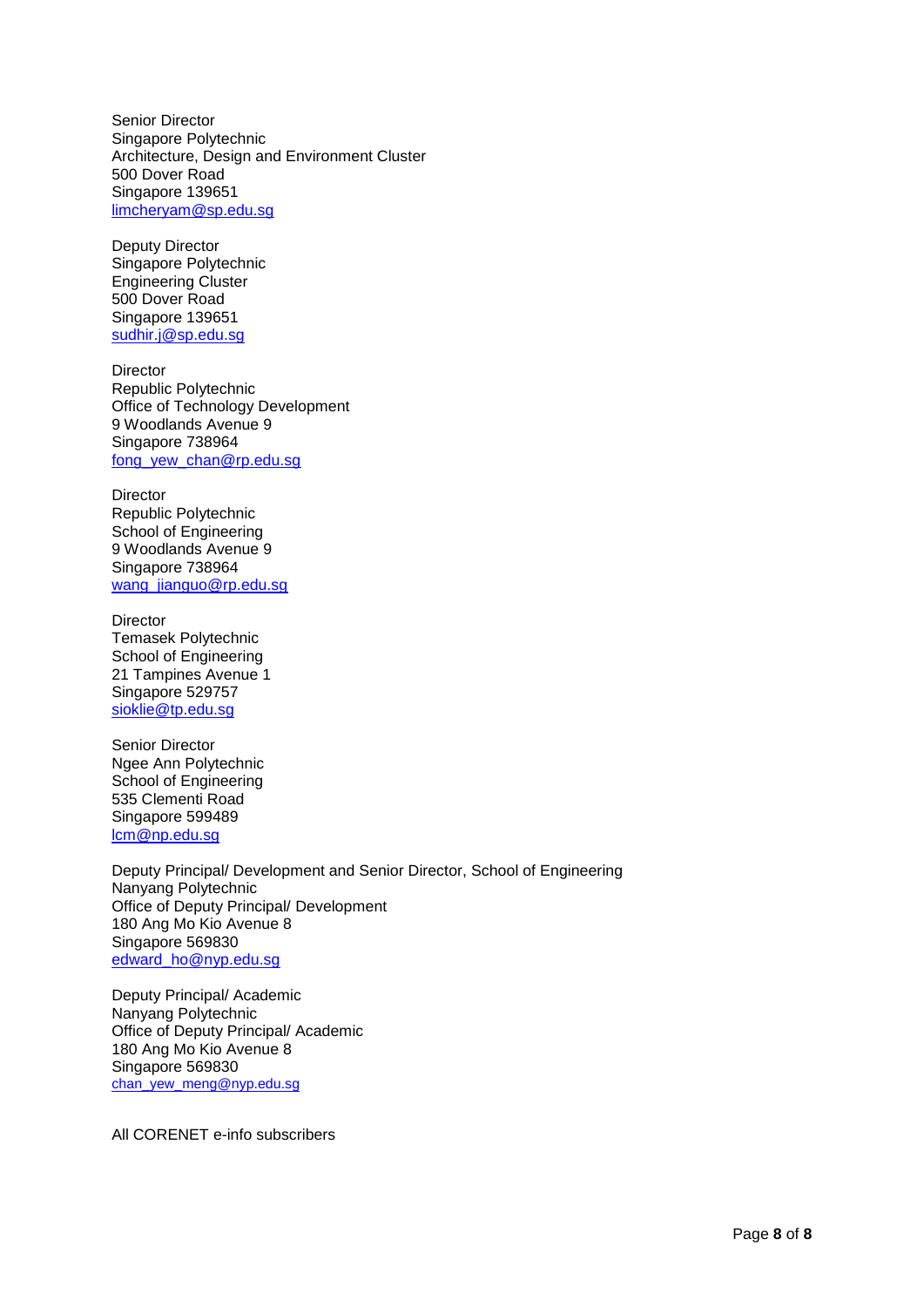Senior Director
Singapore Polytechnic
Architecture, Design and Environment Cluster
500 Dover Road
Singapore 139651
limcheryam@sp.edu.sg

Deputy Director
Singapore Polytechnic
Engineering Cluster
500 Dover Road
Singapore 139651
sudhir.j@sp.edu.sg

Director
Republic Polytechnic
Office of Technology Development
9 Woodlands Avenue 9
Singapore 738964
fong_yew_chan@rp.edu.sg

Director
Republic Polytechnic
School of Engineering
9 Woodlands Avenue 9
Singapore 738964
wang_jianguo@rp.edu.sg

Director
Temasek Polytechnic
School of Engineering
21 Tampines Avenue 1
Singapore 529757
sioklie@tp.edu.sg

Senior Director
Ngee Ann Polytechnic
School of Engineering
535 Clementi Road
Singapore 599489
lcm@np.edu.sg

Deputy Principal/ Development and Senior Director, School of Engineering
Nanyang Polytechnic
Office of Deputy Principal/ Development
180 Ang Mo Kio Avenue 8
Singapore 569830
edward_ho@nyp.edu.sg

Deputy Principal/ Academic
Nanyang Polytechnic
Office of Deputy Principal/ Academic
180 Ang Mo Kio Avenue 8
Singapore 569830
chan_yew_meng@nyp.edu.sg

All CORENET e-info subscribers